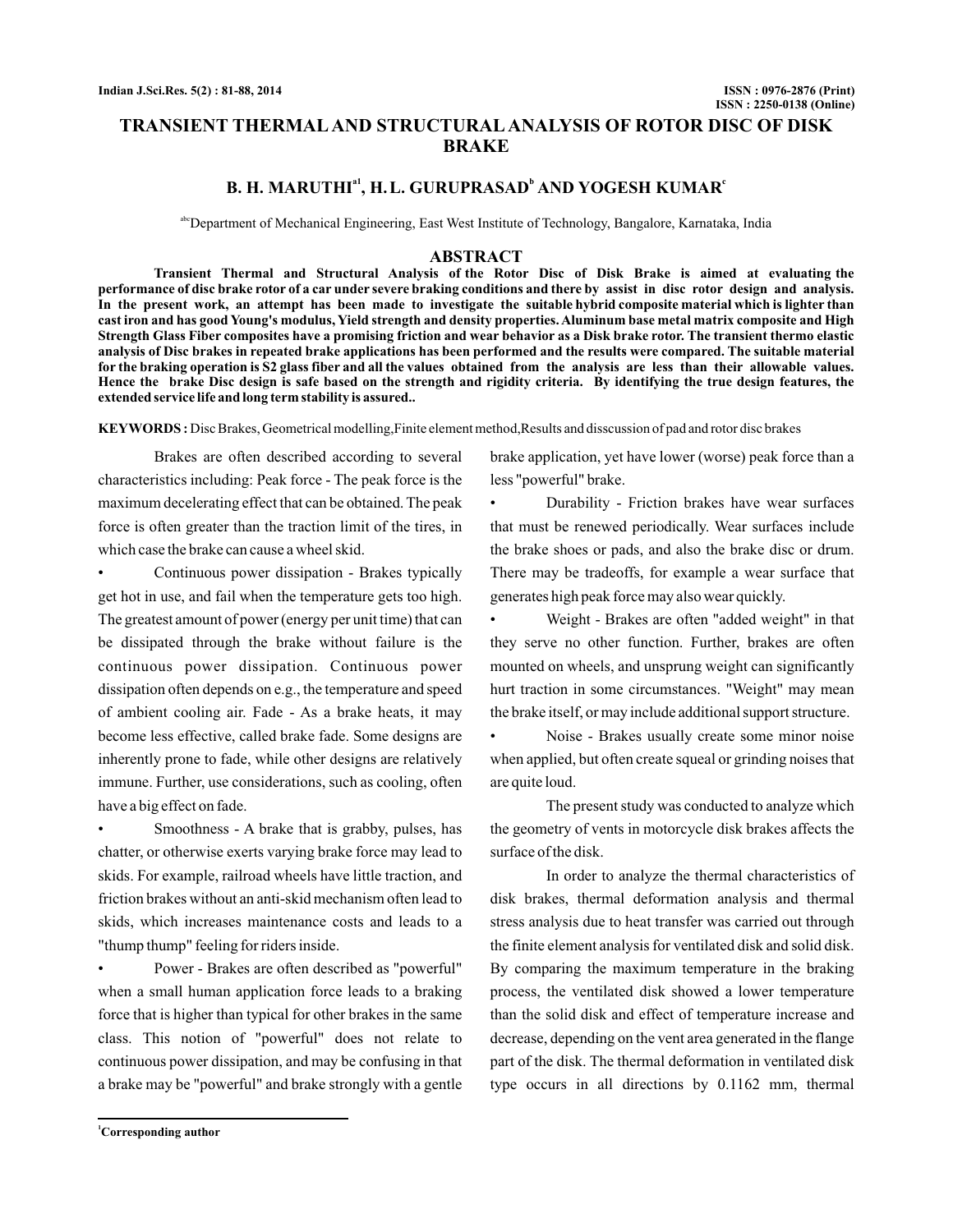# TRANSIENT THERMAL AND STRUCTURAL ANALYSIS OF ROTOR DISC OF DISK BRAKE

**B. H. MARUTHI[a1], H. L. GURUPRASAD[b] AND YOGESH KUMAR[c]**

[abc]Department of Mechanical Engineering, East West Institute of Technology, Bangalore, Karnataka, India

## ABSTRACT

**Transient Thermal and Structural Analysis of the Rotor Disc of Disk Brake is aimed at evaluating the performance of disc brake rotor of a car under severe braking conditions and there by assist in disc rotor design and analysis. In the present work, an attempt has been made to investigate the suitable hybrid composite material which is lighter than cast iron and has good Young's modulus, Yield strength and density properties. Aluminum base metal matrix composite and High Strength Glass Fiber composites have a promising friction and wear behavior as a Disk brake rotor. The transient thermo elastic analysis of Disc brakes in repeated brake applications has been performed and the results were compared. The suitable material for the braking operation is S2 glass fiber and all the values obtained from the analysis are less than their allowable values. Hence the brake Disc design is safe based on the strength and rigidity criteria. By identifying the true design features, the extended service life and long term stability is assured..**

**KEYWORDS :** Disc Brakes, Geometrical modelling,Finite element method,Results and disscussion of pad and rotor disc brakes

Brakes are often described according to several characteristics including: Peak force - The peak force is the maximum decelerating effect that can be obtained. The peak force is often greater than the traction limit of the tires, in which case the brake can cause a wheel skid.

- Continuous power dissipation - Brakes typically get hot in use, and fail when the temperature gets too high. The greatest amount of power (energy per unit time) that can be dissipated through the brake without failure is the continuous power dissipation. Continuous power dissipation often depends on e.g., the temperature and speed of ambient cooling air. Fade - As a brake heats, it may become less effective, called brake fade. Some designs are inherently prone to fade, while other designs are relatively immune. Further, use considerations, such as cooling, often have a big effect on fade.
- Smoothness - A brake that is grabby, pulses, has chatter, or otherwise exerts varying brake force may lead to skids. For example, railroad wheels have little traction, and friction brakes without an anti-skid mechanism often lead to skids, which increases maintenance costs and leads to a "thump thump" feeling for riders inside.
- Power - Brakes are often described as "powerful" when a small human application force leads to a braking force that is higher than typical for other brakes in the same class. This notion of "powerful" does not relate to continuous power dissipation, and may be confusing in that a brake may be "powerful" and brake strongly with a gentle brake application, yet have lower (worse) peak force than a less "powerful" brake.
- Durability - Friction brakes have wear surfaces that must be renewed periodically. Wear surfaces include the brake shoes or pads, and also the brake disc or drum. There may be tradeoffs, for example a wear surface that generates high peak force may also wear quickly.
- Weight - Brakes are often "added weight" in that they serve no other function. Further, brakes are often mounted on wheels, and unsprung weight can significantly hurt traction in some circumstances. "Weight" may mean the brake itself, or may include additional support structure.
- Noise - Brakes usually create some minor noise when applied, but often create squeal or grinding noises that are quite loud.

The present study was conducted to analyze which the geometry of vents in motorcycle disk brakes affects the surface of the disk.

In order to analyze the thermal characteristics of disk brakes, thermal deformation analysis and thermal stress analysis due to heat transfer was carried out through the finite element analysis for ventilated disk and solid disk. By comparing the maximum temperature in the braking process, the ventilated disk showed a lower temperature than the solid disk and effect of temperature increase and decrease, depending on the vent area generated in the flange part of the disk. The thermal deformation in ventilated disk type occurs in all directions by 0.1162 mm, thermal

[1]Corresponding author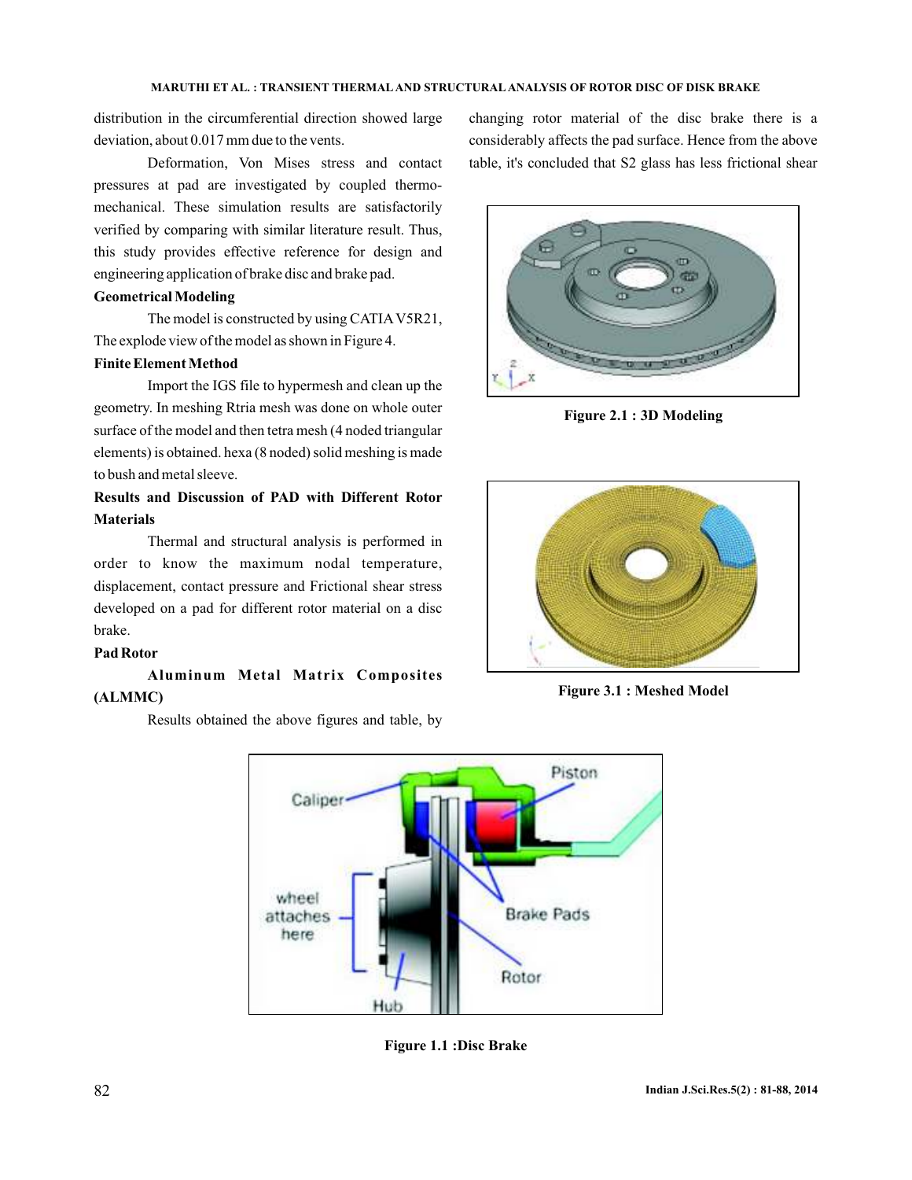distribution in the circumferential direction showed large deviation, about 0.017 mm due to the vents.

Deformation, Von Mises stress and contact pressures at pad are investigated by coupled thermo-mechanical. These simulation results are satisfactorily verified by comparing with similar literature result. Thus, this study provides effective reference for design and engineering application of brake disc and brake pad.

**Geometrical Modeling**

The model is constructed by using CATIA V5R21, The explode view of the model as shown in Figure 4.

**Finite Element Method**

Import the IGS file to hypermesh and clean up the geometry. In meshing Rtria mesh was done on whole outer surface of the model and then tetra mesh (4 noded triangular elements) is obtained. hexa (8 noded) solid meshing is made to bush and metal sleeve.

**Results and Discussion of PAD with Different Rotor Materials**

Thermal and structural analysis is performed in order to know the maximum nodal temperature, displacement, contact pressure and Frictional shear stress developed on a pad for different rotor material on a disc brake.

**Pad Rotor**

**Aluminum Metal Matrix Composites (ALMMC)**

Results obtained the above figures and table, by changing rotor material of the disc brake there is a considerably affects the pad surface. Hence from the above table, it's concluded that S2 glass has less frictional shear

**Figure 2.1 : 3D Modeling**

**Figure 3.1 : Meshed Model**

**Figure 1.1 :Disc Brake**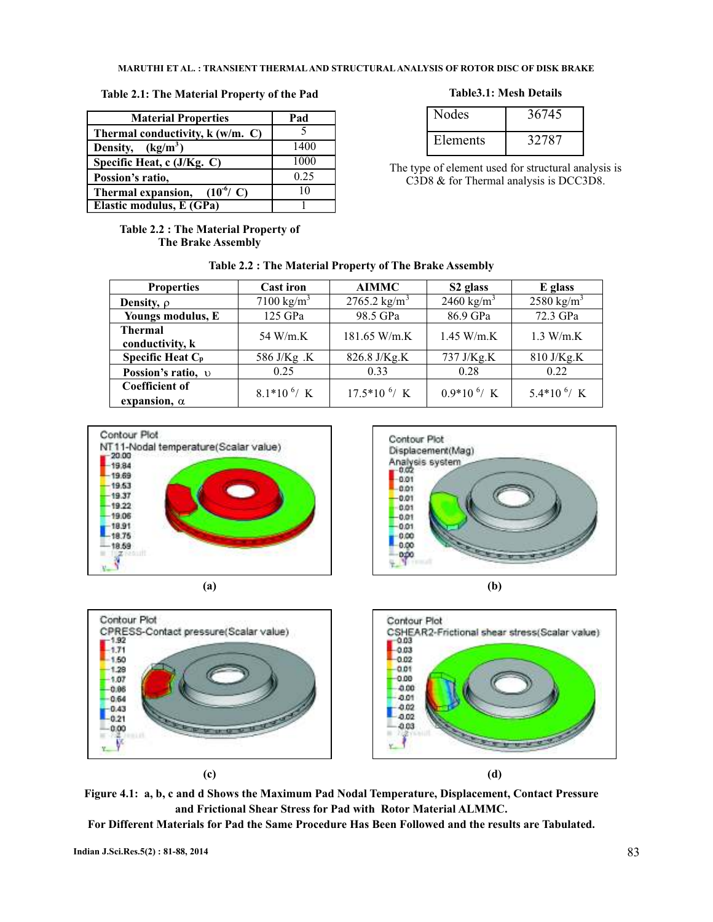**Table 2.1: The Material Property of the Pad**

| Material Properties | Pad |
|---|---|
| Thermal conductivity, k (w/m. C) | 5 |
| Density, (kg/m$^3$) | 1400 |
| Specific Heat, c (J/Kg. C) | 1000 |
| Possion's ratio, | 0.25 |
| Thermal expansion, ($10^{-6}$/ C) | 10 |
| Elastic modulus, E (GPa) | 1 |

**Table 2.2 : The Material Property of The Brake Assembly**

**Table3.1: Mesh Details**

| Nodes | 36745 |
|---|---|
| Elements | 32787 |

The type of element used for structural analysis is C3D8 & for Thermal analysis is DCC3D8.

**Table 2.2 : The Material Property of The Brake Assembly**

| Properties | Cast iron | AIMMC | S2 glass | E glass |
|---|---|---|---|---|
| Density, $\rho$ | 7100 kg/m$^3$ | 2765.2 kg/m$^3$ | 2460 kg/m$^3$ | 2580 kg/m$^3$ |
| Youngs modulus, E | 125 GPa | 98.5 GPa | 86.9 GPa | 72.3 GPa |
| Thermal conductivity, k | 54 W/m.K | 181.65 W/m.K | 1.45 W/m.K | 1.3 W/m.K |
| Specific Heat $C_p$ | 586 J/Kg .K | 826.8 J/Kg.K | 737 J/Kg.K | 810 J/Kg.K |
| Possion's ratio, $\upsilon$ | 0.25 | 0.33 | 0.28 | 0.22 |
| Coefficient of expansion, $\alpha$ | $8.1*10^{6}$/ K | $17.5*10^{6}$/ K | $0.9*10^{6}$/ K | $5.4*10^{6}$/ K |

(a) (b)

(c) (d)

**Figure 4.1: a, b, c and d Shows the Maximum Pad Nodal Temperature, Displacement, Contact Pressure and Frictional Shear Stress for Pad with Rotor Material ALMMC.**

**For Different Materials for Pad the Same Procedure Has Been Followed and the results are Tabulated.**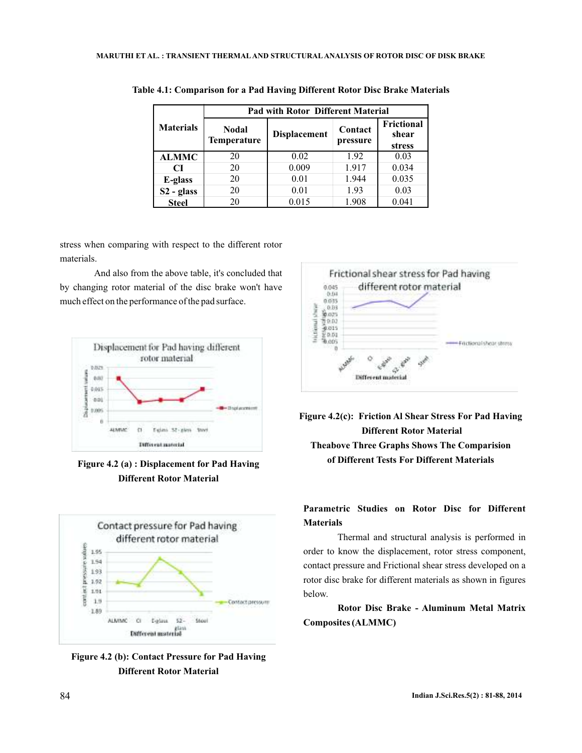Table 4.1: Comparison for a Pad Having Different Rotor Disc Brake Materials

| Materials | Pad with Rotor Different Material | | | |
|---|---|---|---|---|
| | Nodal Temperature | Displacement | Contact pressure | Frictional shear stress |
| **ALMMC** | 20 | 0.02 | 1.92 | 0.03 |
| **CI** | 20 | 0.009 | 1.917 | 0.034 |
| **E-glass** | 20 | 0.01 | 1.944 | 0.035 |
| **S2 - glass** | 20 | 0.01 | 1.93 | 0.03 |
| **Steel** | 20 | 0.015 | 1.908 | 0.041 |

stress when comparing with respect to the different rotor materials.

And also from the above table, it's concluded that by changing rotor material of the disc brake won't have much effect on the performance of the pad surface.

**Figure 4.2 (a) : Displacement for Pad Having Different Rotor Material**

**Figure 4.2 (b): Contact Pressure for Pad Having Different Rotor Material**

**Figure 4.2(c): Friction Al Shear Stress For Pad Having Different Rotor Material**

**Theabove Three Graphs Shows The Comparision of Different Tests For Different Materials**

**Parametric Studies on Rotor Disc for Different Materials**

Thermal and structural analysis is performed in order to know the displacement, rotor stress component, contact pressure and Frictional shear stress developed on a rotor disc brake for different materials as shown in figures below.

**Rotor Disc Brake - Aluminum Metal Matrix Composites (ALMMC)**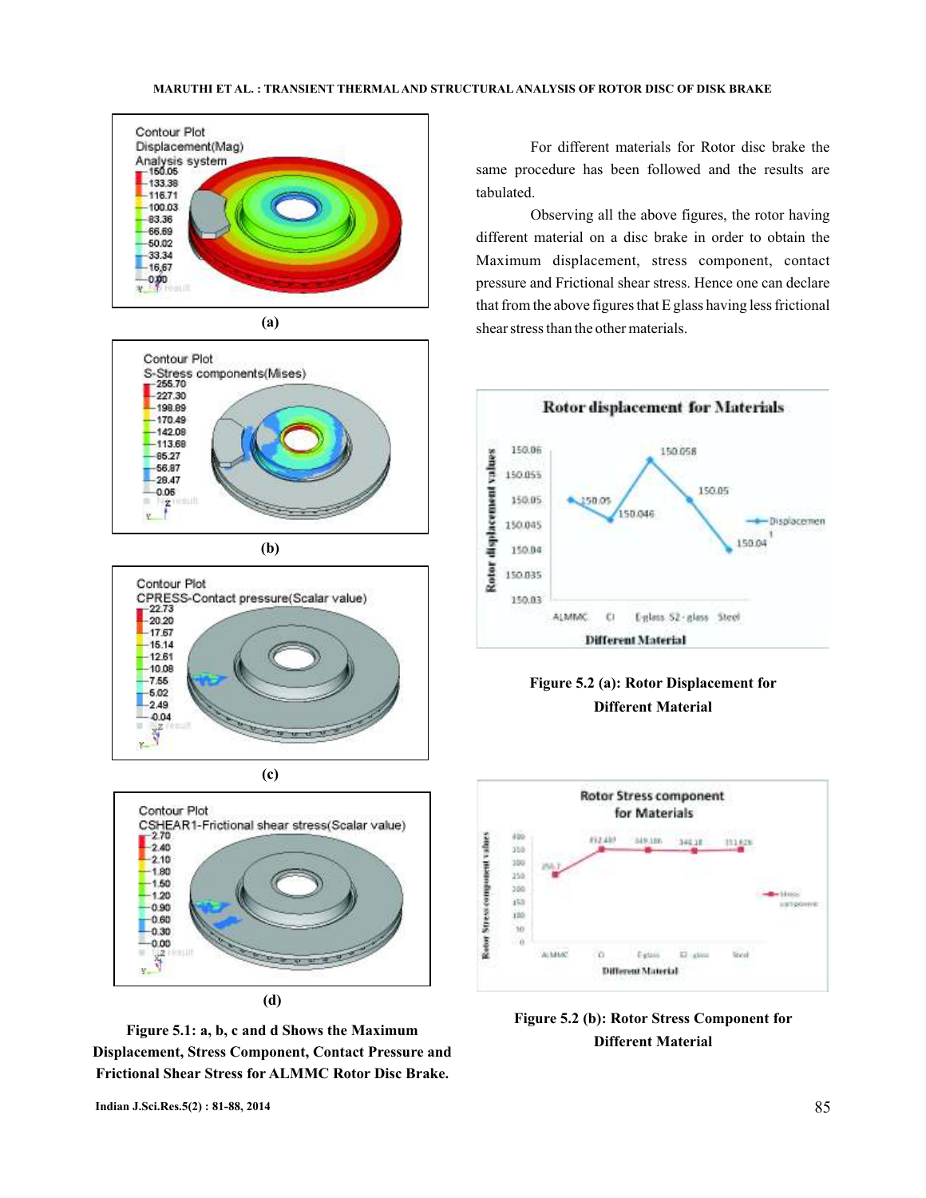Figure 5.1: a, b, c and d Shows the Maximum Displacement, Stress Component, Contact Pressure and Frictional Shear Stress for ALMMC Rotor Disc Brake.

For different materials for Rotor disc brake the same procedure has been followed and the results are tabulated.

Observing all the above figures, the rotor having different material on a disc brake in order to obtain the Maximum displacement, stress component, contact pressure and Frictional shear stress. Hence one can declare that from the above figures that E glass having less frictional shear stress than the other materials.

**Figure 5.2 (a): Rotor Displacement for Different Material**

**Figure 5.2 (b): Rotor Stress Component for Different Material**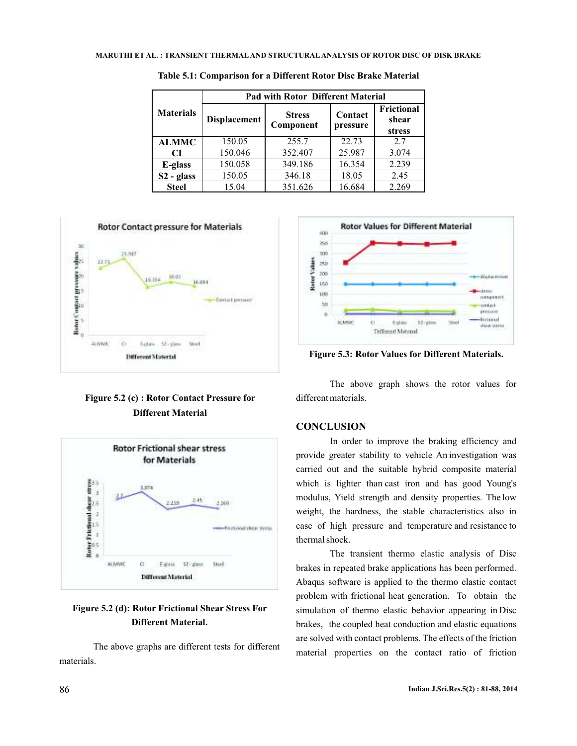**Table 5.1: Comparison for a Different Rotor Disc Brake Material**

| Materials | Pad with Rotor Different Material | | | |
|---|---|---|---|---|
| | Displacement | Stress Component | Contact pressure | Frictional shear stress |
| **ALMMC** | 150.05 | 255.7 | 22.73 | 2.7 |
| **CI** | 150.046 | 352.407 | 25.987 | 3.074 |
| **E-glass** | 150.058 | 349.186 | 16.354 | 2.239 |
| **S2 - glass** | 150.05 | 346.18 | 18.05 | 2.45 |
| **Steel** | 15.04 | 351.626 | 16.684 | 2.269 |

**Figure 5.2 (c) : Rotor Contact Pressure for Different Material**

**Figure 5.2 (d): Rotor Frictional Shear Stress For Different Material.**

The above graphs are different tests for different materials.

**Figure 5.3: Rotor Values for Different Materials.**

The above graph shows the rotor values for different materials.

## CONCLUSION

In order to improve the braking efficiency and provide greater stability to vehicle An investigation was carried out and the suitable hybrid composite material which is lighter than cast iron and has good Young's modulus, Yield strength and density properties. The low weight, the hardness, the stable characteristics also in case of high pressure and temperature and resistance to thermal shock.

The transient thermo elastic analysis of Disc brakes in repeated brake applications has been performed. Abaqus software is applied to the thermo elastic contact problem with frictional heat generation. To obtain the simulation of thermo elastic behavior appearing in Disc brakes, the coupled heat conduction and elastic equations are solved with contact problems. The effects of the friction material properties on the contact ratio of friction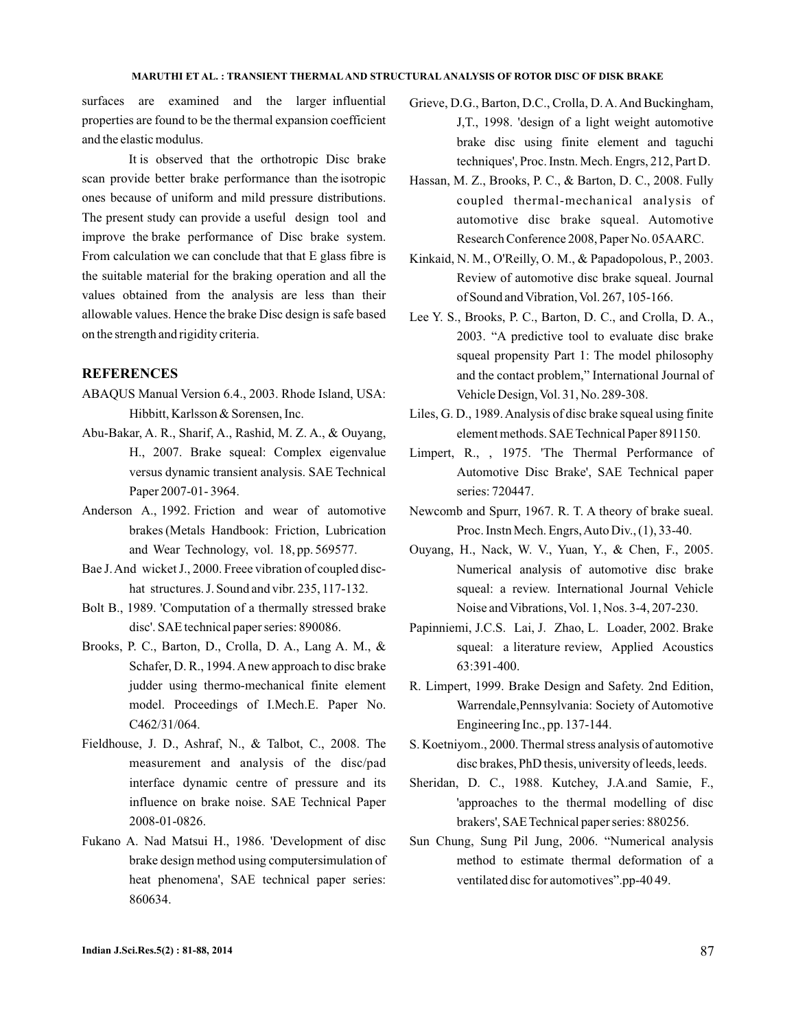surfaces are examined and the larger influential properties are found to be the thermal expansion coefficient and the elastic modulus.

It is observed that the orthotropic Disc brake scan provide better brake performance than the isotropic ones because of uniform and mild pressure distributions. The present study can provide a useful design tool and improve the brake performance of Disc brake system. From calculation we can conclude that that E glass fibre is the suitable material for the braking operation and all the values obtained from the analysis are less than their allowable values. Hence the brake Disc design is safe based on the strength and rigidity criteria.

## REFERENCES

ABAQUS Manual Version 6.4., 2003. Rhode Island, USA: Hibbitt, Karlsson & Sorensen, Inc.

Abu-Bakar, A. R., Sharif, A., Rashid, M. Z. A., & Ouyang, H., 2007. Brake squeal: Complex eigenvalue versus dynamic transient analysis. SAE Technical Paper 2007-01- 3964.

Anderson A., 1992. Friction and wear of automotive brakes (Metals Handbook: Friction, Lubrication and Wear Technology, vol. 18, pp. 569577.

Bae J. And wicket J., 2000. Freee vibration of coupled disc-hat structures. J. Sound and vibr. 235, 117-132.

Bolt B., 1989. 'Computation of a thermally stressed brake disc'. SAE technical paper series: 890086.

Brooks, P. C., Barton, D., Crolla, D. A., Lang A. M., & Schafer, D. R., 1994. A new approach to disc brake judder using thermo-mechanical finite element model. Proceedings of I.Mech.E. Paper No. C462/31/064.

Fieldhouse, J. D., Ashraf, N., & Talbot, C., 2008. The measurement and analysis of the disc/pad interface dynamic centre of pressure and its influence on brake noise. SAE Technical Paper 2008-01-0826.

Fukano A. Nad Matsui H., 1986. 'Development of disc brake design method using computersimulation of heat phenomena', SAE technical paper series: 860634.

Grieve, D.G., Barton, D.C., Crolla, D. A. And Buckingham, J,T., 1998. 'design of a light weight automotive brake disc using finite element and taguchi techniques', Proc. Instn. Mech. Engrs, 212, Part D.

Hassan, M. Z., Brooks, P. C., & Barton, D. C., 2008. Fully coupled thermal-mechanical analysis of automotive disc brake squeal. Automotive Research Conference 2008, Paper No. 05AARC.

Kinkaid, N. M., O'Reilly, O. M., & Papadopolous, P., 2003. Review of automotive disc brake squeal. Journal of Sound and Vibration, Vol. 267, 105-166.

Lee Y. S., Brooks, P. C., Barton, D. C., and Crolla, D. A., 2003. "A predictive tool to evaluate disc brake squeal propensity Part 1: The model philosophy and the contact problem," International Journal of Vehicle Design, Vol. 31, No. 289-308.

Liles, G. D., 1989. Analysis of disc brake squeal using finite element methods. SAE Technical Paper 891150.

Limpert, R., , 1975. 'The Thermal Performance of Automotive Disc Brake', SAE Technical paper series: 720447.

Newcomb and Spurr, 1967. R. T. A theory of brake sueal. Proc. Instn Mech. Engrs, Auto Div., (1), 33-40.

Ouyang, H., Nack, W. V., Yuan, Y., & Chen, F., 2005. Numerical analysis of automotive disc brake squeal: a review. International Journal Vehicle Noise and Vibrations, Vol. 1, Nos. 3-4, 207-230.

Papinniemi, J.C.S. Lai, J. Zhao, L. Loader, 2002. Brake squeal: a literature review, Applied Acoustics 63:391-400.

R. Limpert, 1999. Brake Design and Safety. 2nd Edition, Warrendale,Pennsylvania: Society of Automotive Engineering Inc., pp. 137-144.

S. Koetniyom., 2000. Thermal stress analysis of automotive disc brakes, PhD thesis, university of leeds, leeds.

Sheridan, D. C., 1988. Kutchey, J.A.and Samie, F., 'approaches to the thermal modelling of disc brakers', SAE Technical paper series: 880256.

Sun Chung, Sung Pil Jung, 2006. "Numerical analysis method to estimate thermal deformation of a ventilated disc for automotives".pp-40 49.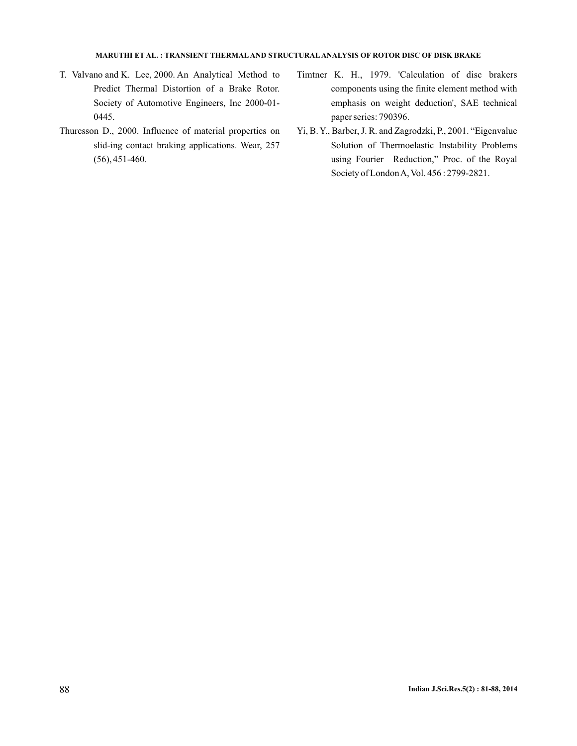T. Valvano and K. Lee, 2000. An Analytical Method to Predict Thermal Distortion of a Brake Rotor. Society of Automotive Engineers, Inc 2000-01-0445.

Thuresson D., 2000. Influence of material properties on slid-ing contact braking applications. Wear, 257 (56), 451-460.

Timtner K. H., 1979. 'Calculation of disc brakers components using the finite element method with emphasis on weight deduction', SAE technical paper series: 790396.

Yi, B. Y., Barber, J. R. and Zagrodzki, P., 2001. "Eigenvalue Solution of Thermoelastic Instability Problems using Fourier Reduction," Proc. of the Royal Society of London A, Vol. 456 : 2799-2821.